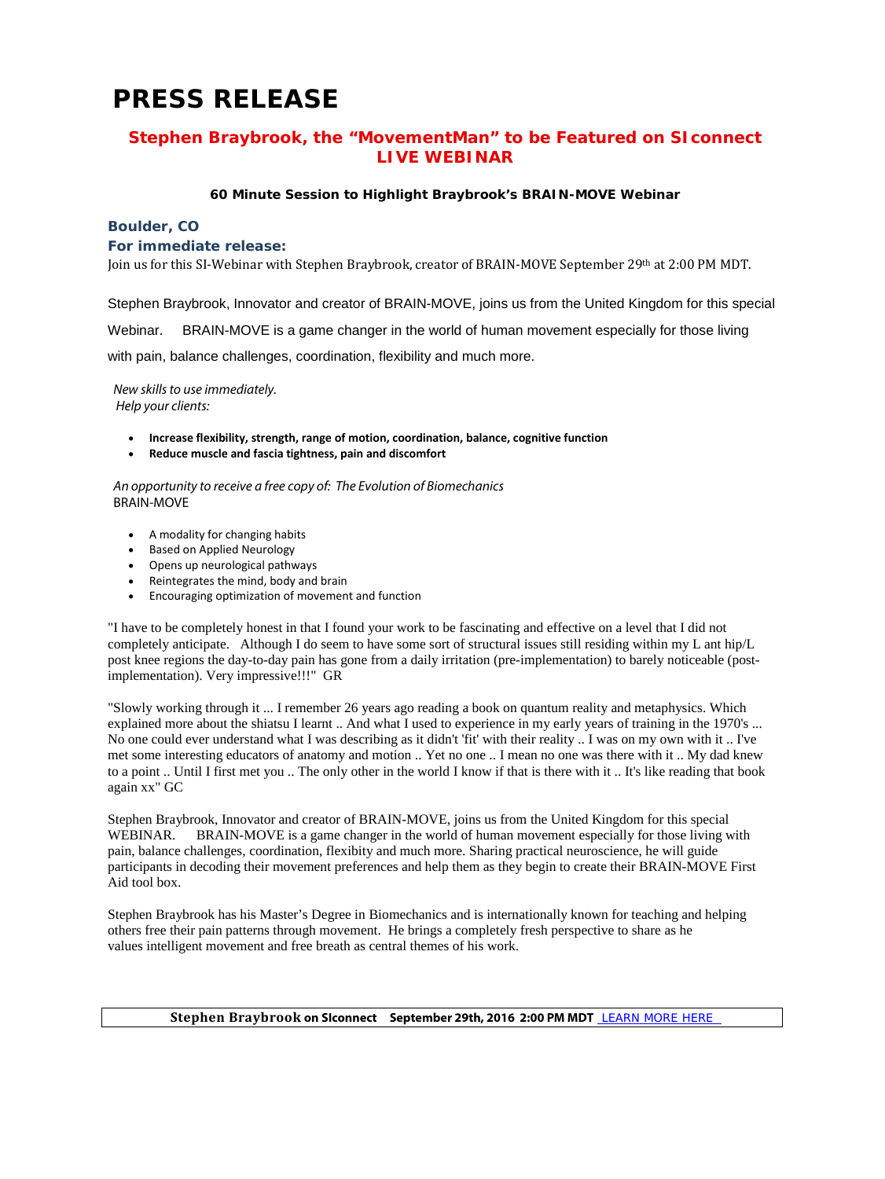# PRESS RELEASE

## Stephen Braybrook, the "MovementMan" to be Featured on SIconnect LIVE WEBINAR

**60 Minute Session to Highlight Braybrook's BRAIN-MOVE Webinar**

**Boulder, CO**

**For immediate release:**

Join us for this SI-Webinar with Stephen Braybrook, creator of BRAIN-MOVE September 29th at 2:00 PM MDT.

Stephen Braybrook, Innovator and creator of BRAIN-MOVE, joins us from the United Kingdom for this special Webinar. BRAIN-MOVE is a game changer in the world of human movement especially for those living with pain, balance challenges, coordination, flexibility and much more.

*New skills to use immediately.*
*Help your clients:*

- **Increase flexibility, strength, range of motion, coordination, balance, cognitive function**
- **Reduce muscle and fascia tightness, pain and discomfort**

*An opportunity to receive a free copy of: The Evolution of Biomechanics*
BRAIN-MOVE

- A modality for changing habits
- Based on Applied Neurology
- Opens up neurological pathways
- Reintegrates the mind, body and brain
- Encouraging optimization of movement and function

"I have to be completely honest in that I found your work to be fascinating and effective on a level that I did not completely anticipate. Although I do seem to have some sort of structural issues still residing within my L ant hip/L post knee regions the day-to-day pain has gone from a daily irritation (pre-implementation) to barely noticeable (post-implementation). Very impressive!!!" GR

"Slowly working through it ... I remember 26 years ago reading a book on quantum reality and metaphysics. Which explained more about the shiatsu I learnt .. And what I used to experience in my early years of training in the 1970's ... No one could ever understand what I was describing as it didn't 'fit' with their reality .. I was on my own with it .. I've met some interesting educators of anatomy and motion .. Yet no one .. I mean no one was there with it .. My dad knew to a point .. Until I first met you .. The only other in the world I know if that is there with it .. It's like reading that book again xx" GC

Stephen Braybrook, Innovator and creator of BRAIN-MOVE, joins us from the United Kingdom for this special WEBINAR. BRAIN-MOVE is a game changer in the world of human movement especially for those living with pain, balance challenges, coordination, flexibity and much more. Sharing practical neuroscience, he will guide participants in decoding their movement preferences and help them as they begin to create their BRAIN-MOVE First Aid tool box.

Stephen Braybrook has his Master's Degree in Biomechanics and is internationally known for teaching and helping others free their pain patterns through movement. He brings a completely fresh perspective to share as he values intelligent movement and free breath as central themes of his work.

| **Stephen Braybrook on SIconnect September 29th, 2016 2:00 PM MDT** [LEARN MORE HERE](#) |
| --- |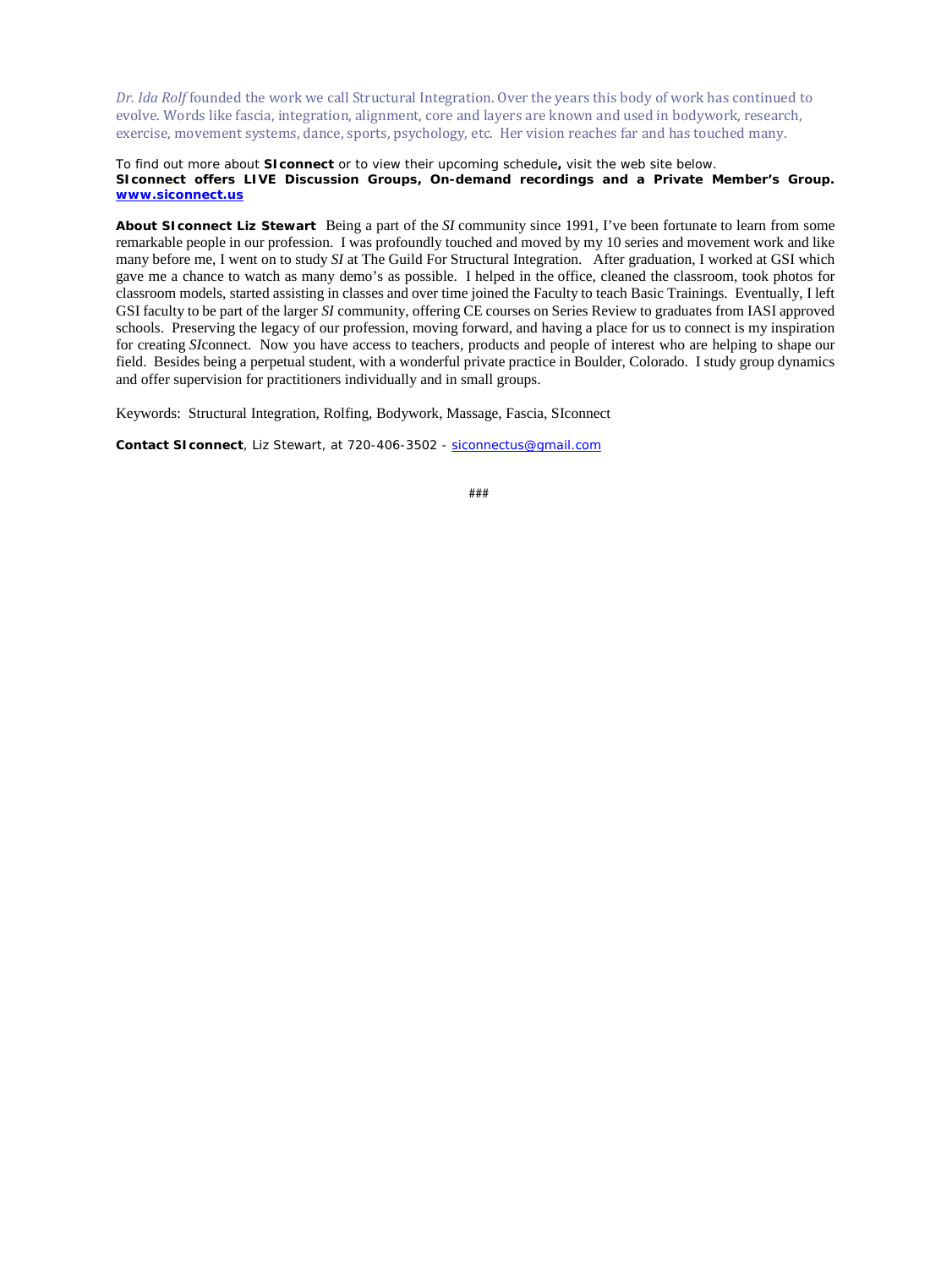*Dr. Ida Rolf* founded the work we call Structural Integration. Over the years this body of work has continued to evolve. Words like fascia, integration, alignment, core and layers are known and used in bodywork, research, exercise, movement systems, dance, sports, psychology, etc. Her vision reaches far and has touched many.

To find out more about **SIconnect** or to view their upcoming schedule**,** visit the web site below.
**SIconnect offers LIVE Discussion Groups, On-demand recordings and a Private Member's Group. [www.siconnect.us](www.siconnect.us)**

**About SIconnect Liz Stewart** Being a part of the *SI* community since 1991, I've been fortunate to learn from some remarkable people in our profession. I was profoundly touched and moved by my 10 series and movement work and like many before me, I went on to study *SI* at The Guild For Structural Integration. After graduation, I worked at GSI which gave me a chance to watch as many demo's as possible. I helped in the office, cleaned the classroom, took photos for classroom models, started assisting in classes and over time joined the Faculty to teach Basic Trainings. Eventually, I left GSI faculty to be part of the larger *SI* community, offering CE courses on Series Review to graduates from IASI approved schools. Preserving the legacy of our profession, moving forward, and having a place for us to connect is my inspiration for creating *SI*connect. Now you have access to teachers, products and people of interest who are helping to shape our field. Besides being a perpetual student, with a wonderful private practice in Boulder, Colorado. I study group dynamics and offer supervision for practitioners individually and in small groups.

Keywords: Structural Integration, Rolfing, Bodywork, Massage, Fascia, SIconnect

**Contact SIconnect**, Liz Stewart, at 720-406-3502 - siconnectus@gmail.com

###